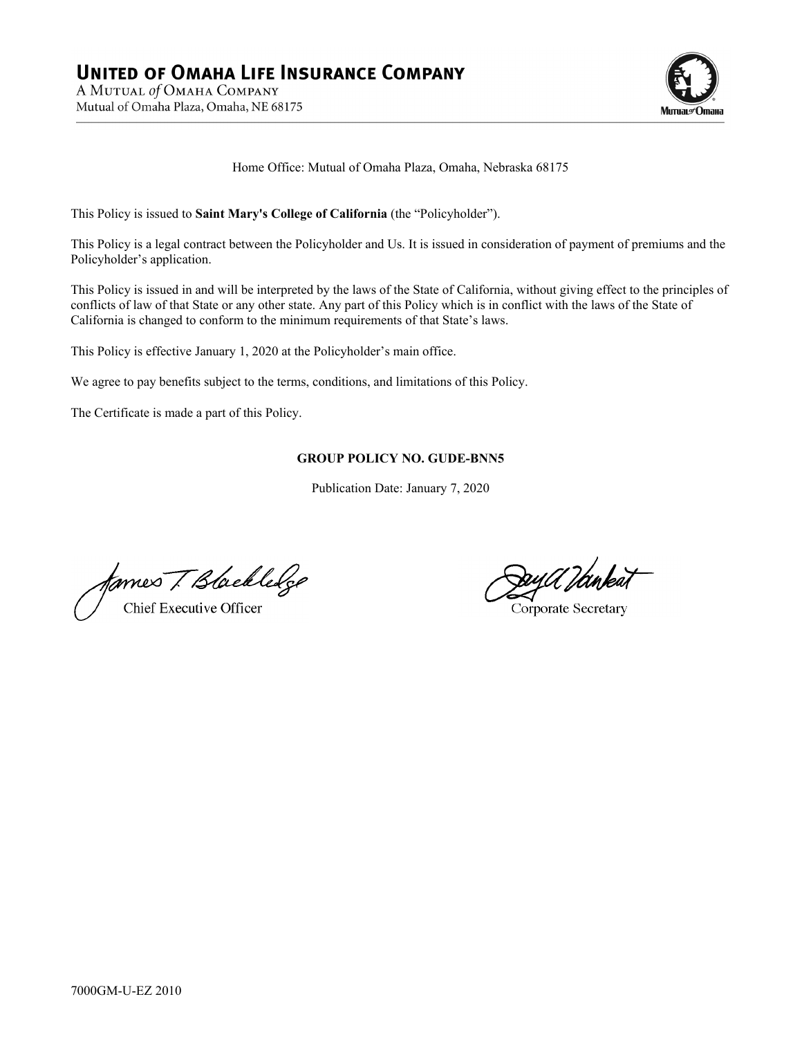# UNITED OF OMAHA LIFE INSURANCE COMPANY

A MUTUAL *of* OMAHA COMPANY
Mutual of Omaha Plaza, Omaha, NE 68175

Home Office: Mutual of Omaha Plaza, Omaha, Nebraska 68175

This Policy is issued to **Saint Mary's College of California** (the "Policyholder").

This Policy is a legal contract between the Policyholder and Us. It is issued in consideration of payment of premiums and the Policyholder's application.

This Policy is issued in and will be interpreted by the laws of the State of California, without giving effect to the principles of conflicts of law of that State or any other state. Any part of this Policy which is in conflict with the laws of the State of California is changed to conform to the minimum requirements of that State's laws.

This Policy is effective January 1, 2020 at the Policyholder's main office.

We agree to pay benefits subject to the terms, conditions, and limitations of this Policy.

The Certificate is made a part of this Policy.

**GROUP POLICY NO. GUDE-BNN5**

Publication Date: January 7, 2020

James T. Blackledge
Chief Executive Officer

Corporate Secretary

7000GM-U-EZ 2010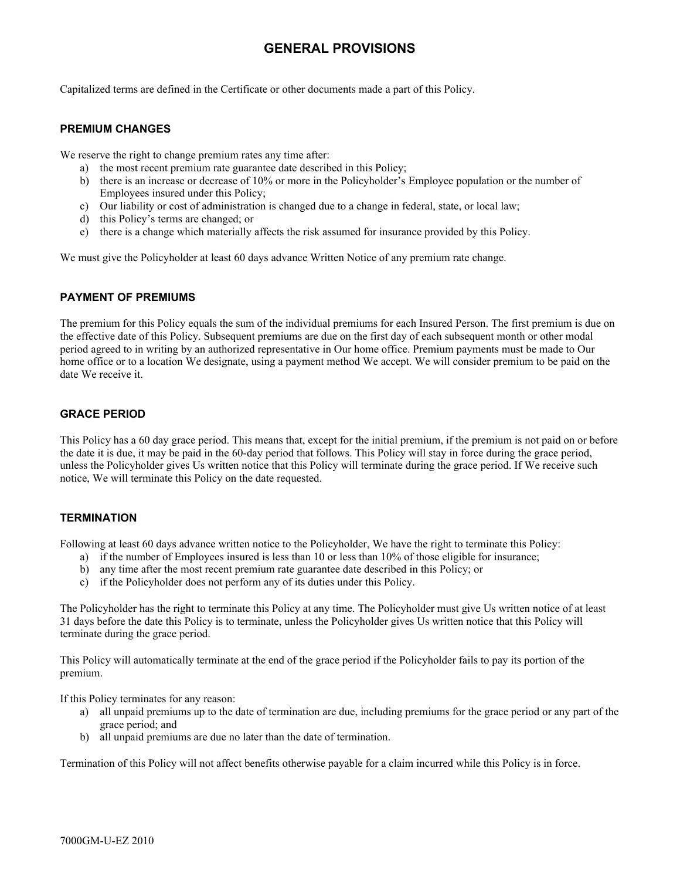# GENERAL PROVISIONS

Capitalized terms are defined in the Certificate or other documents made a part of this Policy.

### PREMIUM CHANGES

We reserve the right to change premium rates any time after:

a) the most recent premium rate guarantee date described in this Policy;
b) there is an increase or decrease of 10% or more in the Policyholder's Employee population or the number of Employees insured under this Policy;
c) Our liability or cost of administration is changed due to a change in federal, state, or local law;
d) this Policy's terms are changed; or
e) there is a change which materially affects the risk assumed for insurance provided by this Policy.

We must give the Policyholder at least 60 days advance Written Notice of any premium rate change.

### PAYMENT OF PREMIUMS

The premium for this Policy equals the sum of the individual premiums for each Insured Person. The first premium is due on the effective date of this Policy. Subsequent premiums are due on the first day of each subsequent month or other modal period agreed to in writing by an authorized representative in Our home office. Premium payments must be made to Our home office or to a location We designate, using a payment method We accept. We will consider premium to be paid on the date We receive it.

### GRACE PERIOD

This Policy has a 60 day grace period. This means that, except for the initial premium, if the premium is not paid on or before the date it is due, it may be paid in the 60-day period that follows. This Policy will stay in force during the grace period, unless the Policyholder gives Us written notice that this Policy will terminate during the grace period. If We receive such notice, We will terminate this Policy on the date requested.

### TERMINATION

Following at least 60 days advance written notice to the Policyholder, We have the right to terminate this Policy:

a) if the number of Employees insured is less than 10 or less than 10% of those eligible for insurance;
b) any time after the most recent premium rate guarantee date described in this Policy; or
c) if the Policyholder does not perform any of its duties under this Policy.

The Policyholder has the right to terminate this Policy at any time. The Policyholder must give Us written notice of at least 31 days before the date this Policy is to terminate, unless the Policyholder gives Us written notice that this Policy will terminate during the grace period.

This Policy will automatically terminate at the end of the grace period if the Policyholder fails to pay its portion of the premium.

If this Policy terminates for any reason:

a) all unpaid premiums up to the date of termination are due, including premiums for the grace period or any part of the grace period; and
b) all unpaid premiums are due no later than the date of termination.

Termination of this Policy will not affect benefits otherwise payable for a claim incurred while this Policy is in force.

7000GM-U-EZ 2010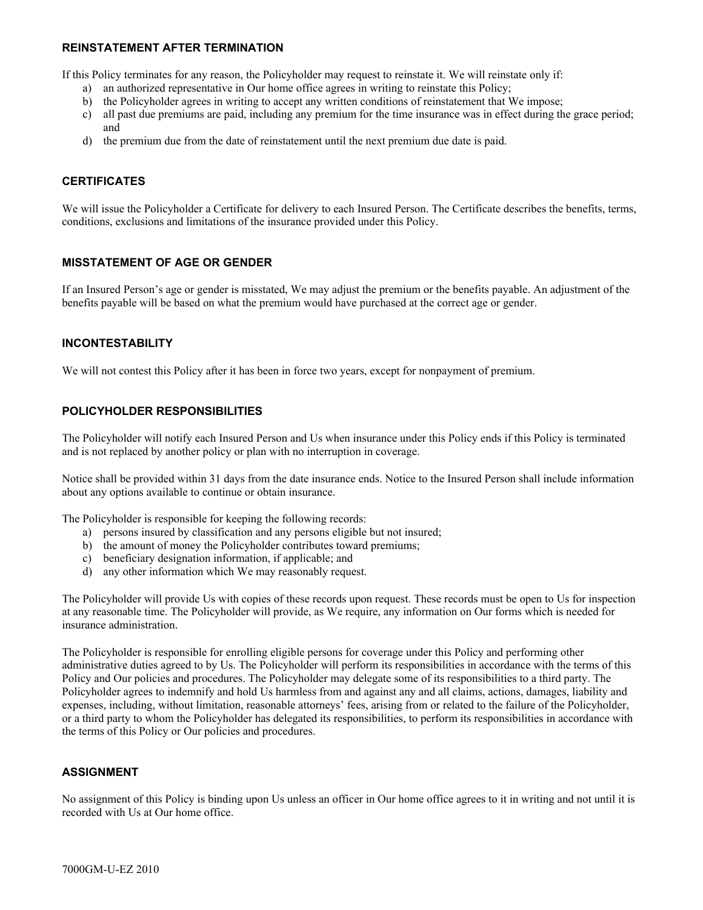### REINSTATEMENT AFTER TERMINATION

If this Policy terminates for any reason, the Policyholder may request to reinstate it. We will reinstate only if:

a) an authorized representative in Our home office agrees in writing to reinstate this Policy;
b) the Policyholder agrees in writing to accept any written conditions of reinstatement that We impose;
c) all past due premiums are paid, including any premium for the time insurance was in effect during the grace period; and
d) the premium due from the date of reinstatement until the next premium due date is paid.

### CERTIFICATES

We will issue the Policyholder a Certificate for delivery to each Insured Person. The Certificate describes the benefits, terms, conditions, exclusions and limitations of the insurance provided under this Policy.

### MISSTATEMENT OF AGE OR GENDER

If an Insured Person's age or gender is misstated, We may adjust the premium or the benefits payable. An adjustment of the benefits payable will be based on what the premium would have purchased at the correct age or gender.

### INCONTESTABILITY

We will not contest this Policy after it has been in force two years, except for nonpayment of premium.

### POLICYHOLDER RESPONSIBILITIES

The Policyholder will notify each Insured Person and Us when insurance under this Policy ends if this Policy is terminated and is not replaced by another policy or plan with no interruption in coverage.

Notice shall be provided within 31 days from the date insurance ends. Notice to the Insured Person shall include information about any options available to continue or obtain insurance.

The Policyholder is responsible for keeping the following records:

a) persons insured by classification and any persons eligible but not insured;
b) the amount of money the Policyholder contributes toward premiums;
c) beneficiary designation information, if applicable; and
d) any other information which We may reasonably request.

The Policyholder will provide Us with copies of these records upon request. These records must be open to Us for inspection at any reasonable time. The Policyholder will provide, as We require, any information on Our forms which is needed for insurance administration.

The Policyholder is responsible for enrolling eligible persons for coverage under this Policy and performing other administrative duties agreed to by Us. The Policyholder will perform its responsibilities in accordance with the terms of this Policy and Our policies and procedures. The Policyholder may delegate some of its responsibilities to a third party. The Policyholder agrees to indemnify and hold Us harmless from and against any and all claims, actions, damages, liability and expenses, including, without limitation, reasonable attorneys' fees, arising from or related to the failure of the Policyholder, or a third party to whom the Policyholder has delegated its responsibilities, to perform its responsibilities in accordance with the terms of this Policy or Our policies and procedures.

### ASSIGNMENT

No assignment of this Policy is binding upon Us unless an officer in Our home office agrees to it in writing and not until it is recorded with Us at Our home office.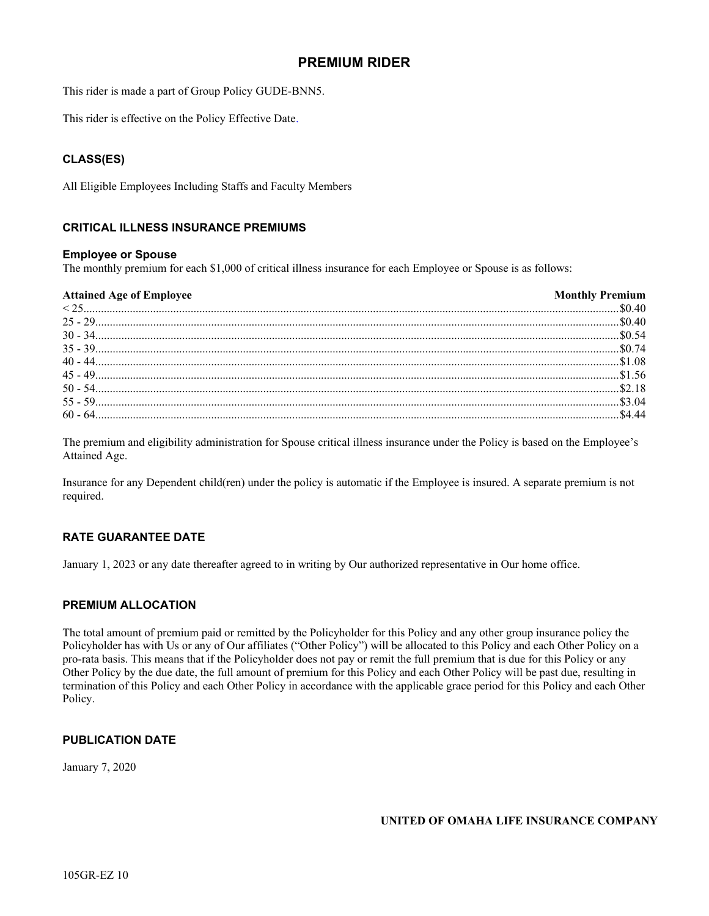# PREMIUM RIDER

This rider is made a part of Group Policy GUDE-BNN5.

This rider is effective on the Policy Effective Date.

## CLASS(ES)

All Eligible Employees Including Staffs and Faculty Members

## CRITICAL ILLNESS INSURANCE PREMIUMS

### Employee or Spouse

The monthly premium for each $1,000 of critical illness insurance for each Employee or Spouse is as follows:

| Attained Age of Employee | Monthly Premium |
| --- | --- |
| < 25 | $0.40 |
| 25 - 29 | $0.40 |
| 30 - 34 | $0.54 |
| 35 - 39 | $0.74 |
| 40 - 44 | $1.08 |
| 45 - 49 | $1.56 |
| 50 - 54 | $2.18 |
| 55 - 59 | $3.04 |
| 60 - 64 | $4.44 |

The premium and eligibility administration for Spouse critical illness insurance under the Policy is based on the Employee's Attained Age.

Insurance for any Dependent child(ren) under the policy is automatic if the Employee is insured. A separate premium is not required.

## RATE GUARANTEE DATE

January 1, 2023 or any date thereafter agreed to in writing by Our authorized representative in Our home office.

## PREMIUM ALLOCATION

The total amount of premium paid or remitted by the Policyholder for this Policy and any other group insurance policy the Policyholder has with Us or any of Our affiliates ("Other Policy") will be allocated to this Policy and each Other Policy on a pro-rata basis. This means that if the Policyholder does not pay or remit the full premium that is due for this Policy or any Other Policy by the due date, the full amount of premium for this Policy and each Other Policy will be past due, resulting in termination of this Policy and each Other Policy in accordance with the applicable grace period for this Policy and each Other Policy.

## PUBLICATION DATE

January 7, 2020

**UNITED OF OMAHA LIFE INSURANCE COMPANY**

105GR-EZ 10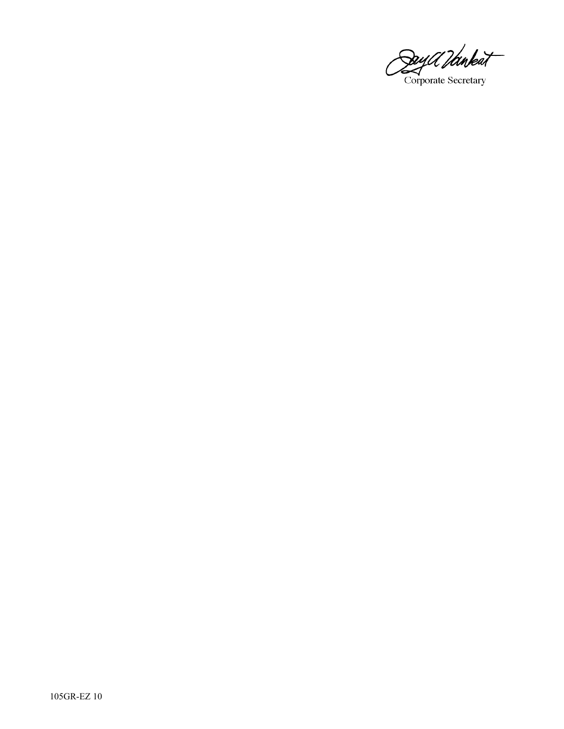Corporate Secretary

105GR-EZ 10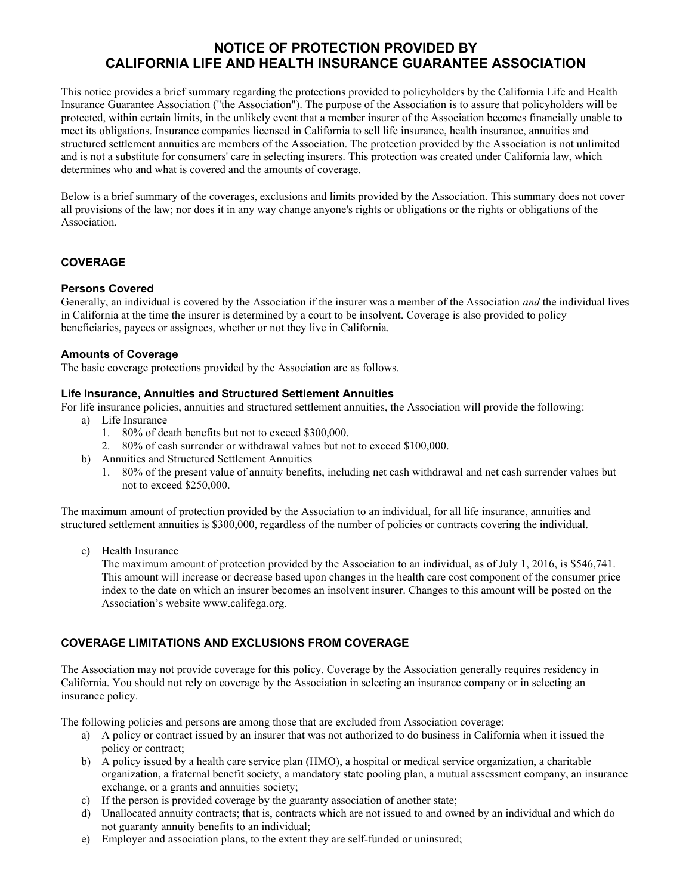# NOTICE OF PROTECTION PROVIDED BY CALIFORNIA LIFE AND HEALTH INSURANCE GUARANTEE ASSOCIATION

This notice provides a brief summary regarding the protections provided to policyholders by the California Life and Health Insurance Guarantee Association ("the Association"). The purpose of the Association is to assure that policyholders will be protected, within certain limits, in the unlikely event that a member insurer of the Association becomes financially unable to meet its obligations. Insurance companies licensed in California to sell life insurance, health insurance, annuities and structured settlement annuities are members of the Association. The protection provided by the Association is not unlimited and is not a substitute for consumers' care in selecting insurers. This protection was created under California law, which determines who and what is covered and the amounts of coverage.

Below is a brief summary of the coverages, exclusions and limits provided by the Association. This summary does not cover all provisions of the law; nor does it in any way change anyone's rights or obligations or the rights or obligations of the Association.

## COVERAGE

### Persons Covered

Generally, an individual is covered by the Association if the insurer was a member of the Association *and* the individual lives in California at the time the insurer is determined by a court to be insolvent. Coverage is also provided to policy beneficiaries, payees or assignees, whether or not they live in California.

### Amounts of Coverage

The basic coverage protections provided by the Association are as follows.

### Life Insurance, Annuities and Structured Settlement Annuities

For life insurance policies, annuities and structured settlement annuities, the Association will provide the following:

a) Life Insurance
   1. 80% of death benefits but not to exceed $300,000.
   2. 80% of cash surrender or withdrawal values but not to exceed $100,000.

b) Annuities and Structured Settlement Annuities
   1. 80% of the present value of annuity benefits, including net cash withdrawal and net cash surrender values but not to exceed $250,000.

The maximum amount of protection provided by the Association to an individual, for all life insurance, annuities and structured settlement annuities is $300,000, regardless of the number of policies or contracts covering the individual.

c) Health Insurance

   The maximum amount of protection provided by the Association to an individual, as of July 1, 2016, is $546,741. This amount will increase or decrease based upon changes in the health care cost component of the consumer price index to the date on which an insurer becomes an insolvent insurer. Changes to this amount will be posted on the Association's website www.califega.org.

## COVERAGE LIMITATIONS AND EXCLUSIONS FROM COVERAGE

The Association may not provide coverage for this policy. Coverage by the Association generally requires residency in California. You should not rely on coverage by the Association in selecting an insurance company or in selecting an insurance policy.

The following policies and persons are among those that are excluded from Association coverage:

a) A policy or contract issued by an insurer that was not authorized to do business in California when it issued the policy or contract;
b) A policy issued by a health care service plan (HMO), a hospital or medical service organization, a charitable organization, a fraternal benefit society, a mandatory state pooling plan, a mutual assessment company, an insurance exchange, or a grants and annuities society;
c) If the person is provided coverage by the guaranty association of another state;
d) Unallocated annuity contracts; that is, contracts which are not issued to and owned by an individual and which do not guaranty annuity benefits to an individual;
e) Employer and association plans, to the extent they are self-funded or uninsured;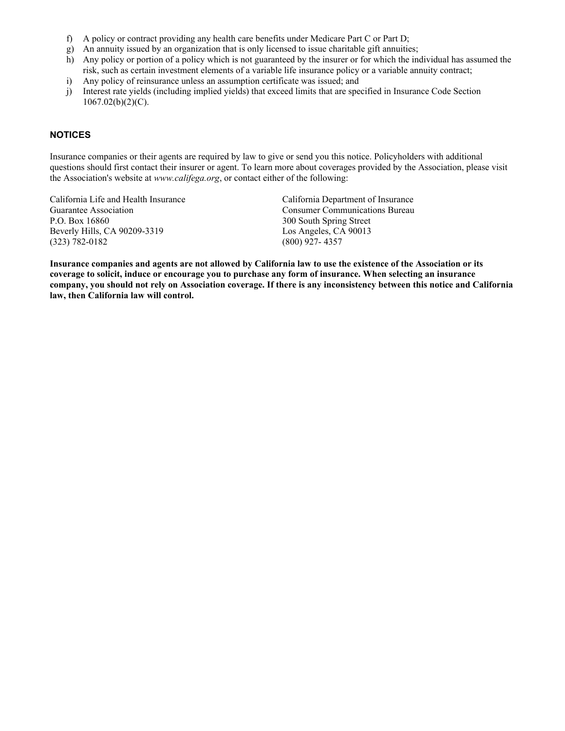f) A policy or contract providing any health care benefits under Medicare Part C or Part D;
g) An annuity issued by an organization that is only licensed to issue charitable gift annuities;
h) Any policy or portion of a policy which is not guaranteed by the insurer or for which the individual has assumed the risk, such as certain investment elements of a variable life insurance policy or a variable annuity contract;
i) Any policy of reinsurance unless an assumption certificate was issued; and
j) Interest rate yields (including implied yields) that exceed limits that are specified in Insurance Code Section 1067.02(b)(2)(C).

## NOTICES

Insurance companies or their agents are required by law to give or send you this notice. Policyholders with additional questions should first contact their insurer or agent. To learn more about coverages provided by the Association, please visit the Association's website at *www.califega.org*, or contact either of the following:

California Life and Health Insurance Guarantee Association
P.O. Box 16860
Beverly Hills, CA 90209-3319
(323) 782-0182

California Department of Insurance
Consumer Communications Bureau
300 South Spring Street
Los Angeles, CA 90013
(800) 927- 4357

**Insurance companies and agents are not allowed by California law to use the existence of the Association or its coverage to solicit, induce or encourage you to purchase any form of insurance. When selecting an insurance company, you should not rely on Association coverage. If there is any inconsistency between this notice and California law, then California law will control.**